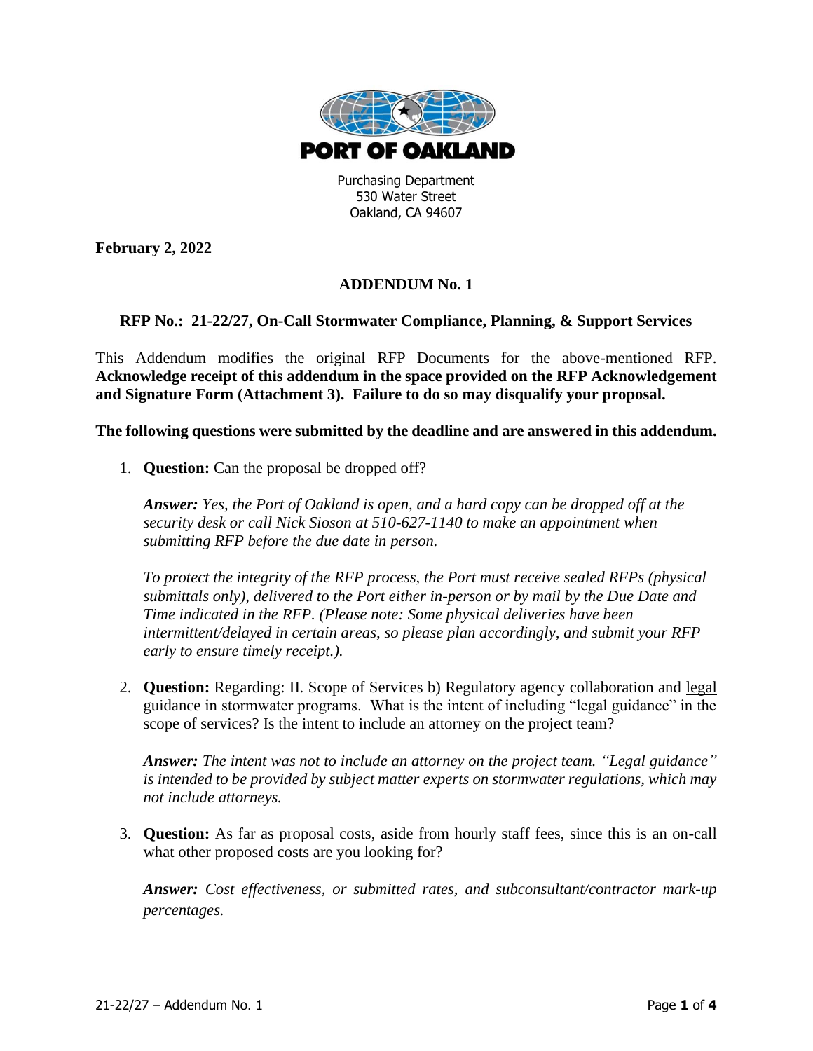# PORT OF OAKLAND

Purchasing Department
530 Water Street
Oakland, CA 94607

**February 2, 2022**

## ADDENDUM No. 1

### RFP No.: 21-22/27, On-Call Stormwater Compliance, Planning, & Support Services

This Addendum modifies the original RFP Documents for the above-mentioned RFP. **Acknowledge receipt of this addendum in the space provided on the RFP Acknowledgement and Signature Form (Attachment 3). Failure to do so may disqualify your proposal.**

**The following questions were submitted by the deadline and are answered in this addendum.**

1. **Question:** Can the proposal be dropped off?

   ***Answer:*** *Yes, the Port of Oakland is open, and a hard copy can be dropped off at the security desk or call Nick Sioson at 510-627-1140 to make an appointment when submitting RFP before the due date in person.*

   *To protect the integrity of the RFP process, the Port must receive sealed RFPs (physical submittals only), delivered to the Port either in-person or by mail by the Due Date and Time indicated in the RFP. (Please note: Some physical deliveries have been intermittent/delayed in certain areas, so please plan accordingly, and submit your RFP early to ensure timely receipt.).*

2. **Question:** Regarding: II. Scope of Services b) Regulatory agency collaboration and legal guidance in stormwater programs. What is the intent of including "legal guidance" in the scope of services? Is the intent to include an attorney on the project team?

   ***Answer:*** *The intent was not to include an attorney on the project team. "Legal guidance" is intended to be provided by subject matter experts on stormwater regulations, which may not include attorneys.*

3. **Question:** As far as proposal costs, aside from hourly staff fees, since this is an on-call what other proposed costs are you looking for?

   ***Answer:*** *Cost effectiveness, or submitted rates, and subconsultant/contractor mark-up percentages.*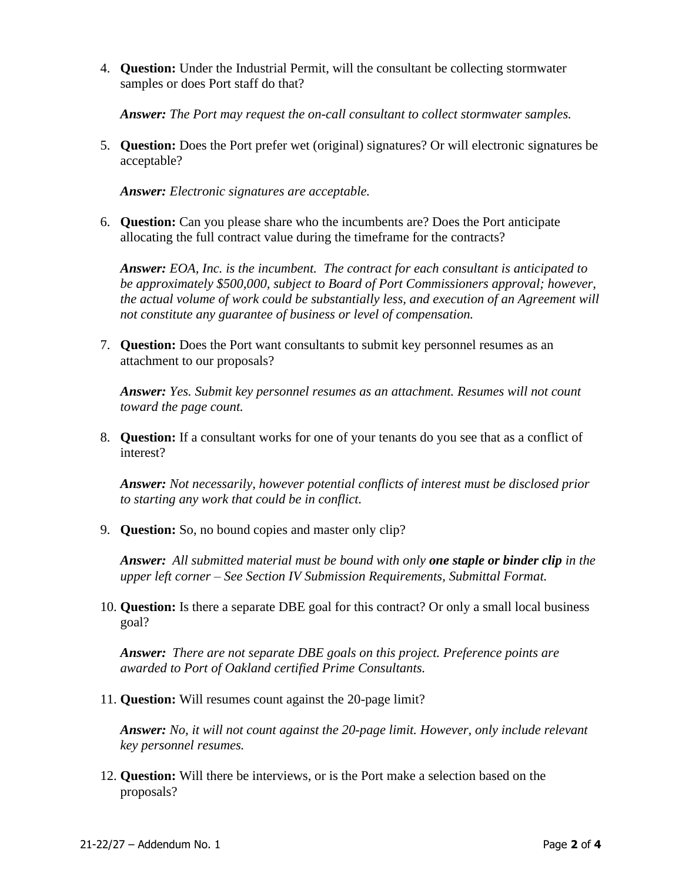4. **Question:** Under the Industrial Permit, will the consultant be collecting stormwater samples or does Port staff do that?

   ***Answer:*** *The Port may request the on-call consultant to collect stormwater samples.*

5. **Question:** Does the Port prefer wet (original) signatures? Or will electronic signatures be acceptable?

   ***Answer:*** *Electronic signatures are acceptable.*

6. **Question:** Can you please share who the incumbents are? Does the Port anticipate allocating the full contract value during the timeframe for the contracts?

   ***Answer:*** *EOA, Inc. is the incumbent. The contract for each consultant is anticipated to be approximately $500,000, subject to Board of Port Commissioners approval; however, the actual volume of work could be substantially less, and execution of an Agreement will not constitute any guarantee of business or level of compensation.*

7. **Question:** Does the Port want consultants to submit key personnel resumes as an attachment to our proposals?

   ***Answer:*** *Yes. Submit key personnel resumes as an attachment. Resumes will not count toward the page count.*

8. **Question:** If a consultant works for one of your tenants do you see that as a conflict of interest?

   ***Answer:*** *Not necessarily, however potential conflicts of interest must be disclosed prior to starting any work that could be in conflict.*

9. **Question:** So, no bound copies and master only clip?

   ***Answer:*** *All submitted material must be bound with only* ***one staple or binder clip*** *in the upper left corner – See Section IV Submission Requirements, Submittal Format.*

10. **Question:** Is there a separate DBE goal for this contract? Or only a small local business goal?

    ***Answer:*** *There are not separate DBE goals on this project. Preference points are awarded to Port of Oakland certified Prime Consultants.*

11. **Question:** Will resumes count against the 20-page limit?

    ***Answer:*** *No, it will not count against the 20-page limit. However, only include relevant key personnel resumes.*

12. **Question:** Will there be interviews, or is the Port make a selection based on the proposals?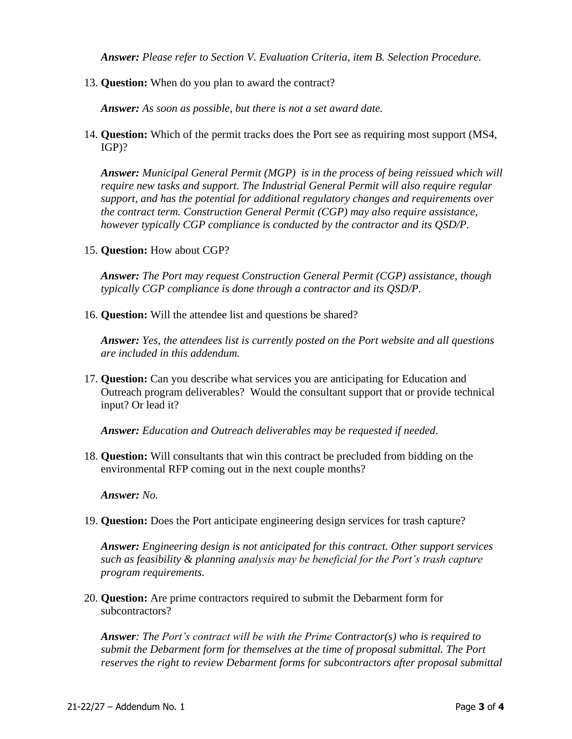*Answer: Please refer to Section V. Evaluation Criteria, item B. Selection Procedure.*

13. **Question:** When do you plan to award the contract?

    ***Answer:*** *As soon as possible, but there is not a set award date.*

14. **Question:** Which of the permit tracks does the Port see as requiring most support (MS4, IGP)?

    ***Answer:*** *Municipal General Permit (MGP) is in the process of being reissued which will require new tasks and support. The Industrial General Permit will also require regular support, and has the potential for additional regulatory changes and requirements over the contract term. Construction General Permit (CGP) may also require assistance, however typically CGP compliance is conducted by the contractor and its QSD/P.*

15. **Question:** How about CGP?

    ***Answer:*** *The Port may request Construction General Permit (CGP) assistance, though typically CGP compliance is done through a contractor and its QSD/P.*

16. **Question:** Will the attendee list and questions be shared?

    ***Answer:*** *Yes, the attendees list is currently posted on the Port website and all questions are included in this addendum.*

17. **Question:** Can you describe what services you are anticipating for Education and Outreach program deliverables? Would the consultant support that or provide technical input? Or lead it?

    ***Answer:*** *Education and Outreach deliverables may be requested if needed.*

18. **Question:** Will consultants that win this contract be precluded from bidding on the environmental RFP coming out in the next couple months?

    ***Answer:*** *No.*

19. **Question:** Does the Port anticipate engineering design services for trash capture?

    ***Answer:*** *Engineering design is not anticipated for this contract. Other support services such as feasibility & planning analysis may be beneficial for the Port's trash capture program requirements.*

20. **Question:** Are prime contractors required to submit the Debarment form for subcontractors?

    ***Answer****: The Port's contract will be with the Prime Contractor(s) who is required to submit the Debarment form for themselves at the time of proposal submittal. The Port reserves the right to review Debarment forms for subcontractors after proposal submittal*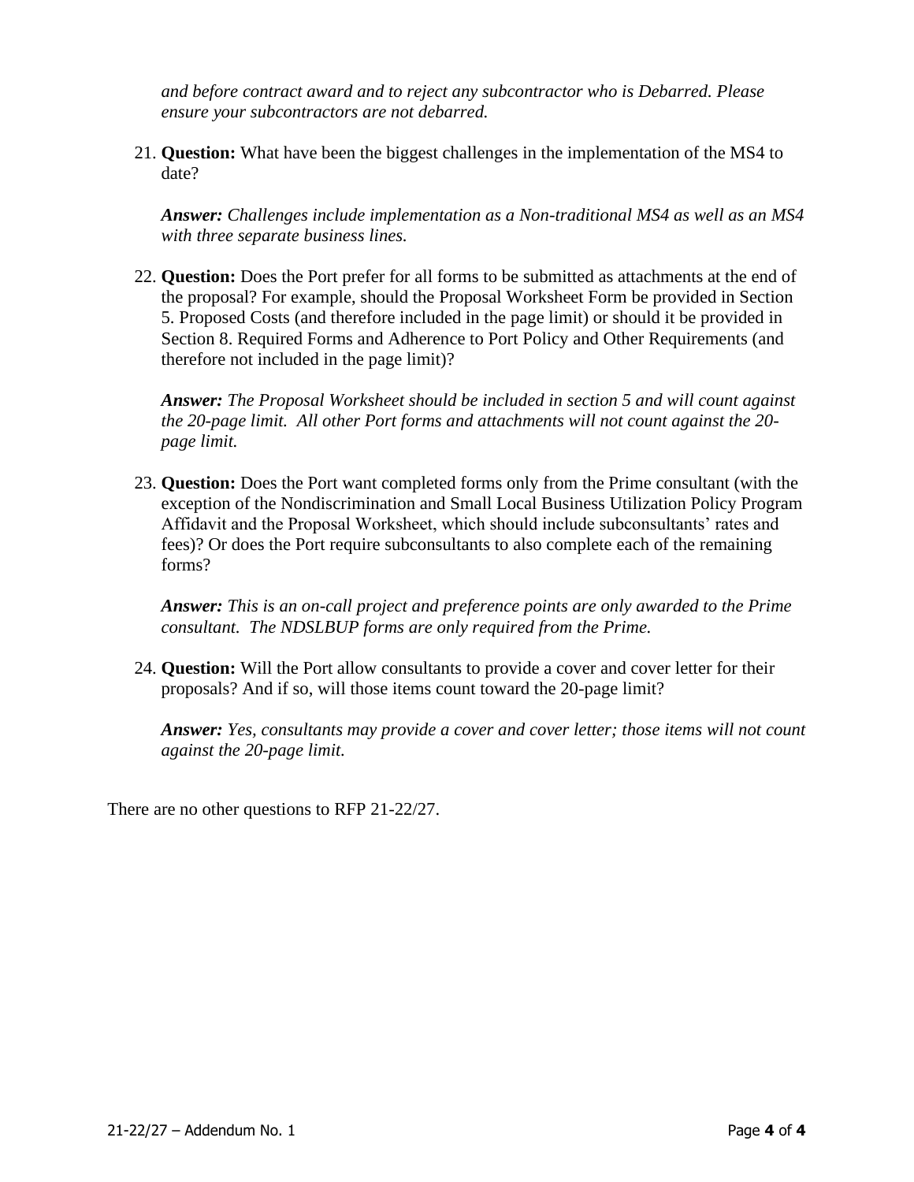*and before contract award and to reject any subcontractor who is Debarred. Please ensure your subcontractors are not debarred.*

21. **Question:** What have been the biggest challenges in the implementation of the MS4 to date?

    ***Answer:*** *Challenges include implementation as a Non-traditional MS4 as well as an MS4 with three separate business lines.*

22. **Question:** Does the Port prefer for all forms to be submitted as attachments at the end of the proposal? For example, should the Proposal Worksheet Form be provided in Section 5. Proposed Costs (and therefore included in the page limit) or should it be provided in Section 8. Required Forms and Adherence to Port Policy and Other Requirements (and therefore not included in the page limit)?

    ***Answer:*** *The Proposal Worksheet should be included in section 5 and will count against the 20-page limit. All other Port forms and attachments will not count against the 20-page limit.*

23. **Question:** Does the Port want completed forms only from the Prime consultant (with the exception of the Nondiscrimination and Small Local Business Utilization Policy Program Affidavit and the Proposal Worksheet, which should include subconsultants' rates and fees)? Or does the Port require subconsultants to also complete each of the remaining forms?

    ***Answer:*** *This is an on-call project and preference points are only awarded to the Prime consultant. The NDSLBUP forms are only required from the Prime.*

24. **Question:** Will the Port allow consultants to provide a cover and cover letter for their proposals? And if so, will those items count toward the 20-page limit?

    ***Answer:*** *Yes, consultants may provide a cover and cover letter; those items will not count against the 20-page limit.*

There are no other questions to RFP 21-22/27.